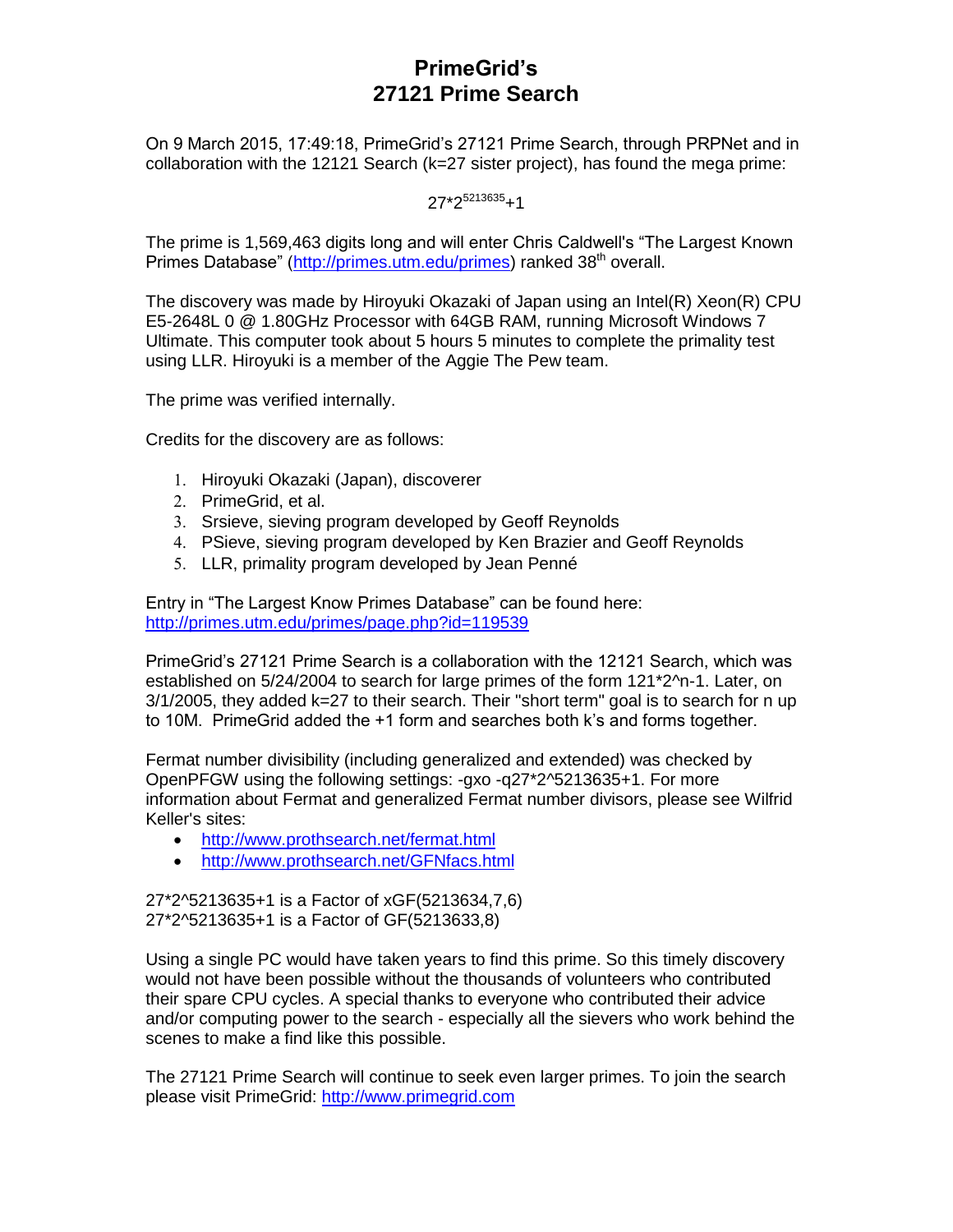# PrimeGrid's
# 27121 Prime Search

On 9 March 2015, 17:49:18, PrimeGrid's 27121 Prime Search, through PRPNet and in collaboration with the 12121 Search (k=27 sister project), has found the mega prime:

$$27 \cdot 2^{5213635}+1$$

The prime is 1,569,463 digits long and will enter Chris Caldwell's "The Largest Known Primes Database" (http://primes.utm.edu/primes) ranked 38th overall.

The discovery was made by Hiroyuki Okazaki of Japan using an Intel(R) Xeon(R) CPU E5-2648L 0 @ 1.80GHz Processor with 64GB RAM, running Microsoft Windows 7 Ultimate. This computer took about 5 hours 5 minutes to complete the primality test using LLR. Hiroyuki is a member of the Aggie The Pew team.

The prime was verified internally.

Credits for the discovery are as follows:

1. Hiroyuki Okazaki (Japan), discoverer
2. PrimeGrid, et al.
3. Srsieve, sieving program developed by Geoff Reynolds
4. PSieve, sieving program developed by Ken Brazier and Geoff Reynolds
5. LLR, primality program developed by Jean Penné

Entry in "The Largest Know Primes Database" can be found here:
http://primes.utm.edu/primes/page.php?id=119539

PrimeGrid's 27121 Prime Search is a collaboration with the 12121 Search, which was established on 5/24/2004 to search for large primes of the form 121*2^n-1. Later, on 3/1/2005, they added k=27 to their search. Their "short term" goal is to search for n up to 10M. PrimeGrid added the +1 form and searches both k's and forms together.

Fermat number divisibility (including generalized and extended) was checked by OpenPFGW using the following settings: -gxo -q27*2^5213635+1. For more information about Fermat and generalized Fermat number divisors, please see Wilfrid Keller's sites:

- http://www.prothsearch.net/fermat.html
- http://www.prothsearch.net/GFNfacs.html

27*2^5213635+1 is a Factor of xGF(5213634,7,6)
27*2^5213635+1 is a Factor of GF(5213633,8)

Using a single PC would have taken years to find this prime. So this timely discovery would not have been possible without the thousands of volunteers who contributed their spare CPU cycles. A special thanks to everyone who contributed their advice and/or computing power to the search - especially all the sievers who work behind the scenes to make a find like this possible.

The 27121 Prime Search will continue to seek even larger primes. To join the search please visit PrimeGrid: http://www.primegrid.com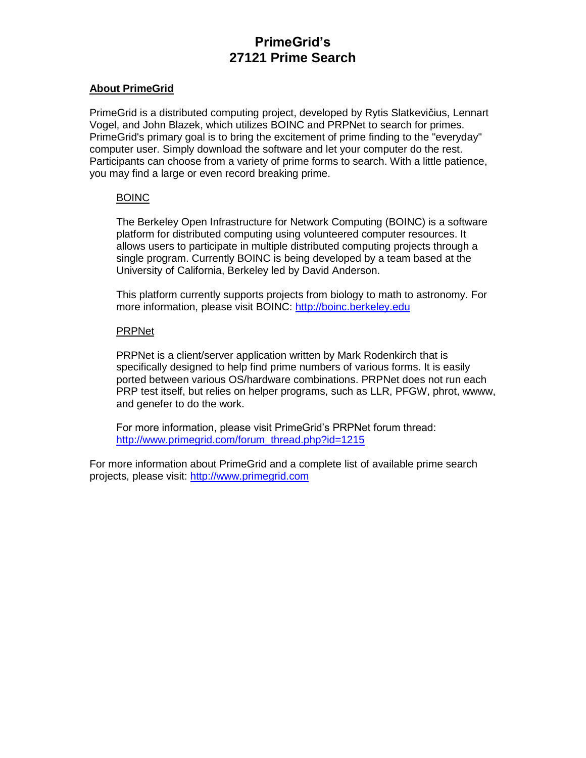# PrimeGrid's 27121 Prime Search

## About PrimeGrid

PrimeGrid is a distributed computing project, developed by Rytis Slatkevičius, Lennart Vogel, and John Blazek, which utilizes BOINC and PRPNet to search for primes. PrimeGrid's primary goal is to bring the excitement of prime finding to the "everyday" computer user. Simply download the software and let your computer do the rest. Participants can choose from a variety of prime forms to search. With a little patience, you may find a large or even record breaking prime.

### BOINC

The Berkeley Open Infrastructure for Network Computing (BOINC) is a software platform for distributed computing using volunteered computer resources. It allows users to participate in multiple distributed computing projects through a single program. Currently BOINC is being developed by a team based at the University of California, Berkeley led by David Anderson.

This platform currently supports projects from biology to math to astronomy. For more information, please visit BOINC: http://boinc.berkeley.edu

### PRPNet

PRPNet is a client/server application written by Mark Rodenkirch that is specifically designed to help find prime numbers of various forms. It is easily ported between various OS/hardware combinations. PRPNet does not run each PRP test itself, but relies on helper programs, such as LLR, PFGW, phrot, wwww, and genefer to do the work.

For more information, please visit PrimeGrid's PRPNet forum thread: http://www.primegrid.com/forum_thread.php?id=1215

For more information about PrimeGrid and a complete list of available prime search projects, please visit: http://www.primegrid.com